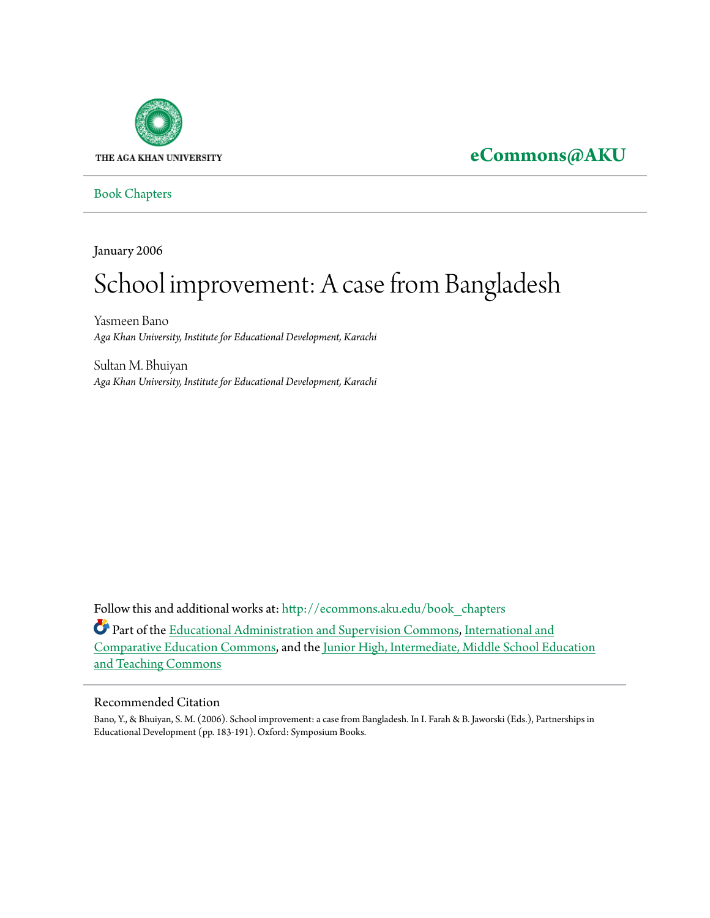THE AGA KHAN UNIVERSITY

**eCommons@AKU**

Book Chapters

January 2006

# School improvement: A case from Bangladesh

Yasmeen Bano
*Aga Khan University, Institute for Educational Development, Karachi*

Sultan M. Bhuiyan
*Aga Khan University, Institute for Educational Development, Karachi*

Follow this and additional works at: http://ecommons.aku.edu/book_chapters

Part of the Educational Administration and Supervision Commons, International and Comparative Education Commons, and the Junior High, Intermediate, Middle School Education and Teaching Commons

## Recommended Citation

Bano, Y., & Bhuiyan, S. M. (2006). School improvement: a case from Bangladesh. In I. Farah & B. Jaworski (Eds.), Partnerships in Educational Development (pp. 183-191). Oxford: Symposium Books.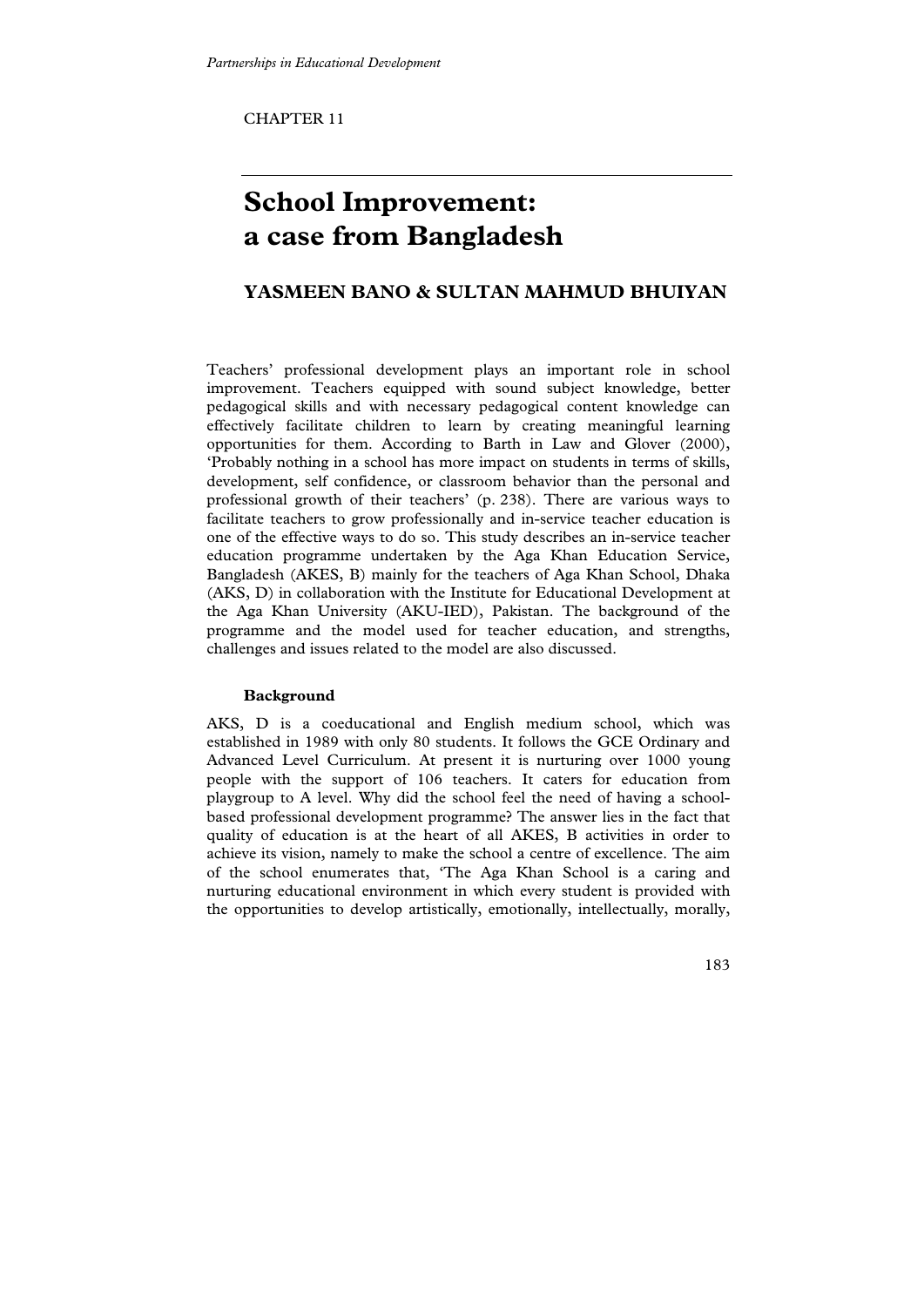CHAPTER 11

# School Improvement: a case from Bangladesh

## YASMEEN BANO & SULTAN MAHMUD BHUIYAN

Teachers' professional development plays an important role in school improvement. Teachers equipped with sound subject knowledge, better pedagogical skills and with necessary pedagogical content knowledge can effectively facilitate children to learn by creating meaningful learning opportunities for them. According to Barth in Law and Glover (2000), 'Probably nothing in a school has more impact on students in terms of skills, development, self confidence, or classroom behavior than the personal and professional growth of their teachers' (p. 238). There are various ways to facilitate teachers to grow professionally and in-service teacher education is one of the effective ways to do so. This study describes an in-service teacher education programme undertaken by the Aga Khan Education Service, Bangladesh (AKES, B) mainly for the teachers of Aga Khan School, Dhaka (AKS, D) in collaboration with the Institute for Educational Development at the Aga Khan University (AKU-IED), Pakistan. The background of the programme and the model used for teacher education, and strengths, challenges and issues related to the model are also discussed.

### Background

AKS, D is a coeducational and English medium school, which was established in 1989 with only 80 students. It follows the GCE Ordinary and Advanced Level Curriculum. At present it is nurturing over 1000 young people with the support of 106 teachers. It caters for education from playgroup to A level. Why did the school feel the need of having a school-based professional development programme? The answer lies in the fact that quality of education is at the heart of all AKES, B activities in order to achieve its vision, namely to make the school a centre of excellence. The aim of the school enumerates that, 'The Aga Khan School is a caring and nurturing educational environment in which every student is provided with the opportunities to develop artistically, emotionally, intellectually, morally,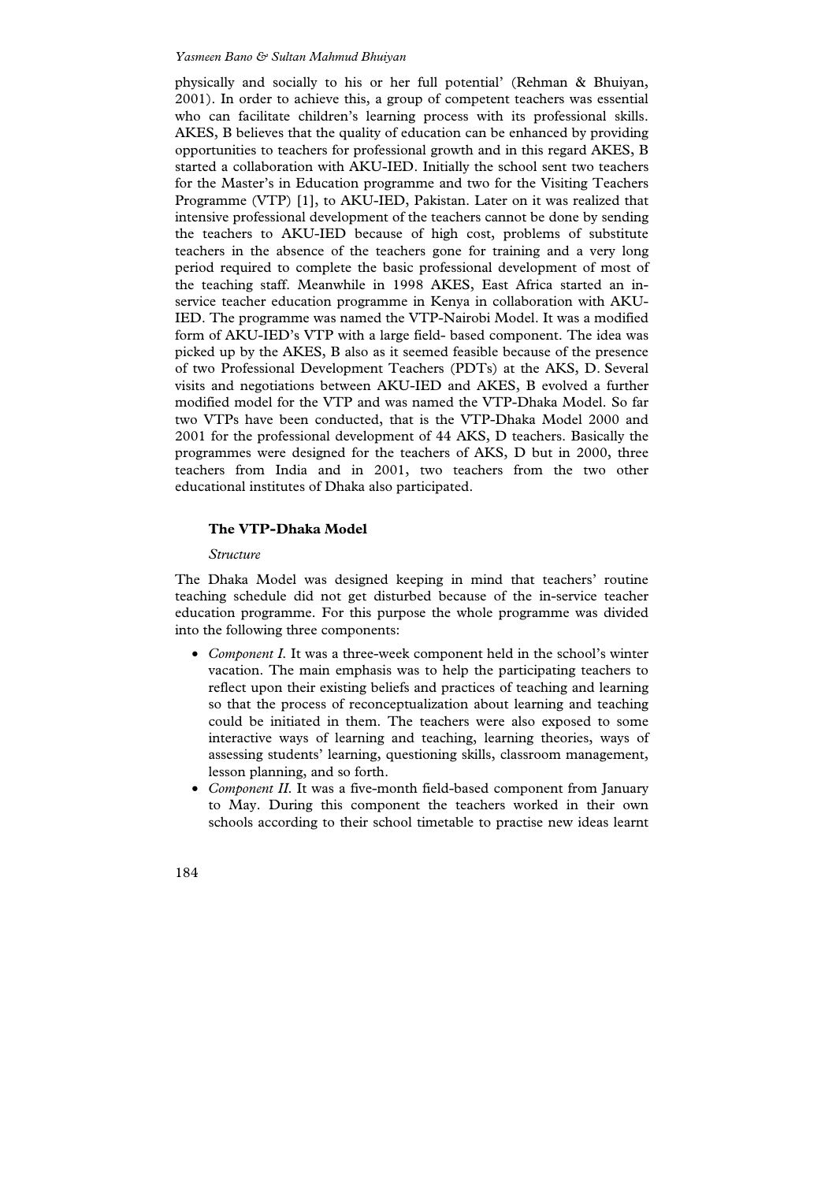physically and socially to his or her full potential' (Rehman & Bhuiyan, 2001). In order to achieve this, a group of competent teachers was essential who can facilitate children's learning process with its professional skills. AKES, B believes that the quality of education can be enhanced by providing opportunities to teachers for professional growth and in this regard AKES, B started a collaboration with AKU-IED. Initially the school sent two teachers for the Master's in Education programme and two for the Visiting Teachers Programme (VTP) [1], to AKU-IED, Pakistan. Later on it was realized that intensive professional development of the teachers cannot be done by sending the teachers to AKU-IED because of high cost, problems of substitute teachers in the absence of the teachers gone for training and a very long period required to complete the basic professional development of most of the teaching staff. Meanwhile in 1998 AKES, East Africa started an in-service teacher education programme in Kenya in collaboration with AKU-IED. The programme was named the VTP-Nairobi Model. It was a modified form of AKU-IED's VTP with a large field- based component. The idea was picked up by the AKES, B also as it seemed feasible because of the presence of two Professional Development Teachers (PDTs) at the AKS, D. Several visits and negotiations between AKU-IED and AKES, B evolved a further modified model for the VTP and was named the VTP-Dhaka Model. So far two VTPs have been conducted, that is the VTP-Dhaka Model 2000 and 2001 for the professional development of 44 AKS, D teachers. Basically the programmes were designed for the teachers of AKS, D but in 2000, three teachers from India and in 2001, two teachers from the two other educational institutes of Dhaka also participated.

## The VTP-Dhaka Model

### *Structure*

The Dhaka Model was designed keeping in mind that teachers' routine teaching schedule did not get disturbed because of the in-service teacher education programme. For this purpose the whole programme was divided into the following three components:

- *Component I.* It was a three-week component held in the school's winter vacation. The main emphasis was to help the participating teachers to reflect upon their existing beliefs and practices of teaching and learning so that the process of reconceptualization about learning and teaching could be initiated in them. The teachers were also exposed to some interactive ways of learning and teaching, learning theories, ways of assessing students' learning, questioning skills, classroom management, lesson planning, and so forth.
- *Component II.* It was a five-month field-based component from January to May. During this component the teachers worked in their own schools according to their school timetable to practise new ideas learnt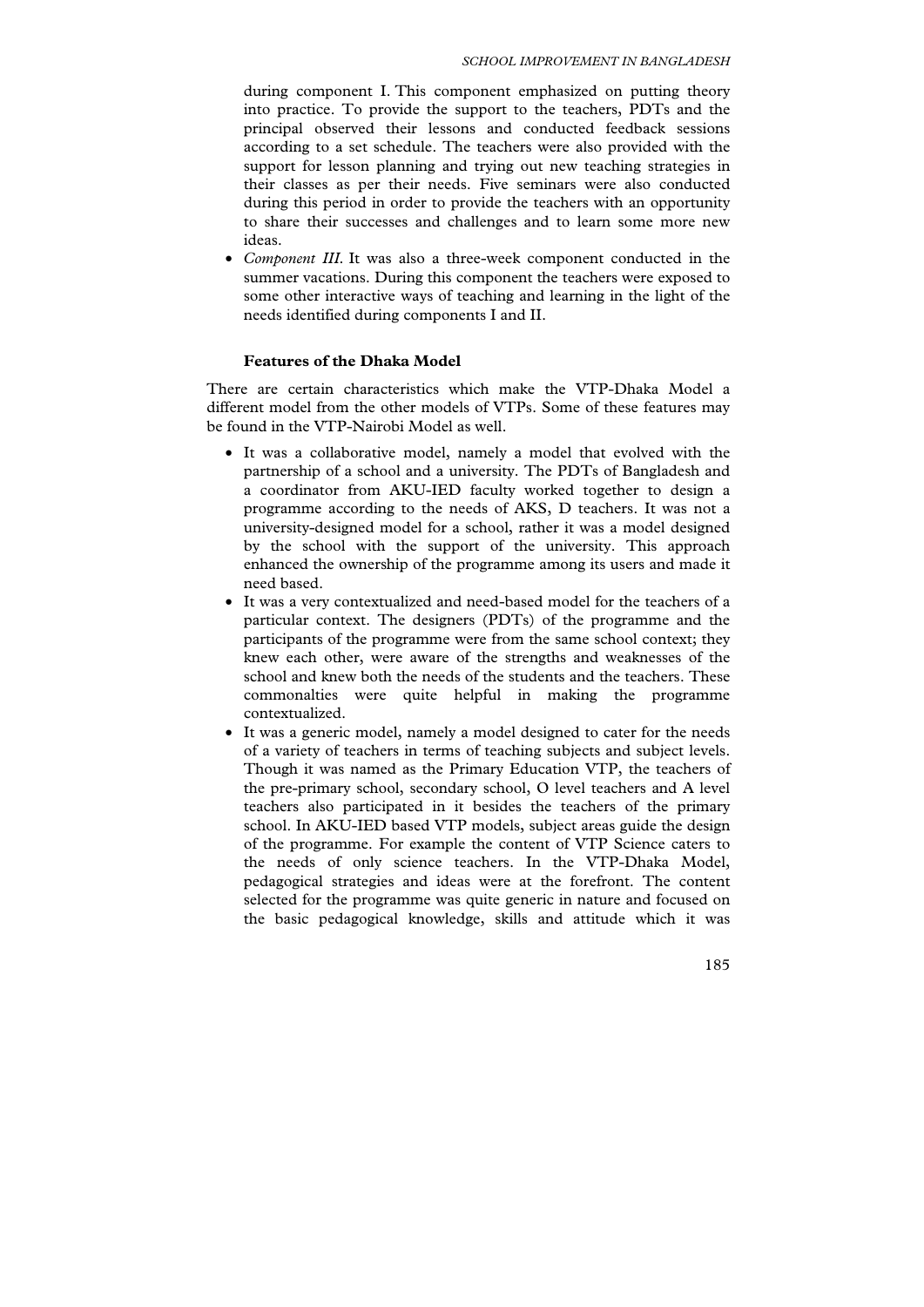during component I. This component emphasized on putting theory into practice. To provide the support to the teachers, PDTs and the principal observed their lessons and conducted feedback sessions according to a set schedule. The teachers were also provided with the support for lesson planning and trying out new teaching strategies in their classes as per their needs. Five seminars were also conducted during this period in order to provide the teachers with an opportunity to share their successes and challenges and to learn some more new ideas.

- *Component III.* It was also a three-week component conducted in the summer vacations. During this component the teachers were exposed to some other interactive ways of teaching and learning in the light of the needs identified during components I and II.

### Features of the Dhaka Model

There are certain characteristics which make the VTP-Dhaka Model a different model from the other models of VTPs. Some of these features may be found in the VTP-Nairobi Model as well.

- It was a collaborative model, namely a model that evolved with the partnership of a school and a university. The PDTs of Bangladesh and a coordinator from AKU-IED faculty worked together to design a programme according to the needs of AKS, D teachers. It was not a university-designed model for a school, rather it was a model designed by the school with the support of the university. This approach enhanced the ownership of the programme among its users and made it need based.
- It was a very contextualized and need-based model for the teachers of a particular context. The designers (PDTs) of the programme and the participants of the programme were from the same school context; they knew each other, were aware of the strengths and weaknesses of the school and knew both the needs of the students and the teachers. These commonalties were quite helpful in making the programme contextualized.
- It was a generic model, namely a model designed to cater for the needs of a variety of teachers in terms of teaching subjects and subject levels. Though it was named as the Primary Education VTP, the teachers of the pre-primary school, secondary school, O level teachers and A level teachers also participated in it besides the teachers of the primary school. In AKU-IED based VTP models, subject areas guide the design of the programme. For example the content of VTP Science caters to the needs of only science teachers. In the VTP-Dhaka Model, pedagogical strategies and ideas were at the forefront. The content selected for the programme was quite generic in nature and focused on the basic pedagogical knowledge, skills and attitude which it was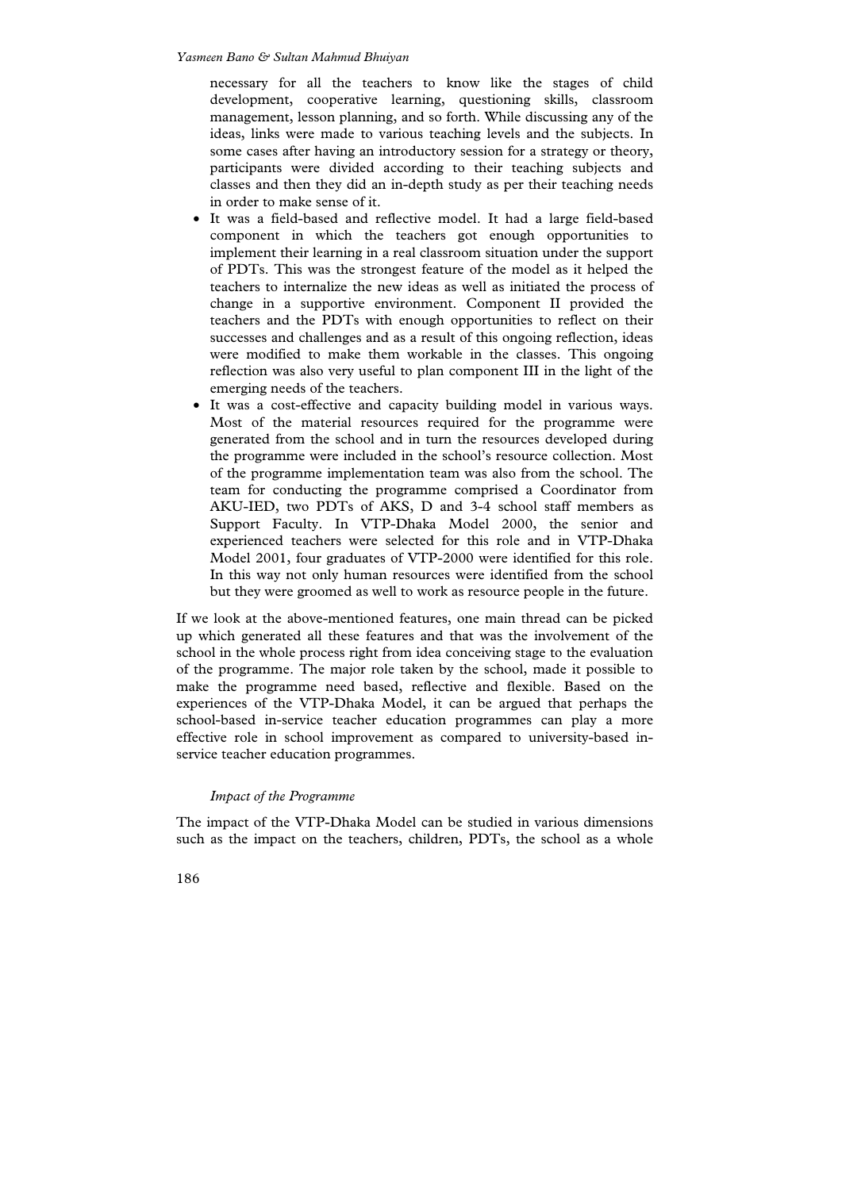necessary for all the teachers to know like the stages of child development, cooperative learning, questioning skills, classroom management, lesson planning, and so forth. While discussing any of the ideas, links were made to various teaching levels and the subjects. In some cases after having an introductory session for a strategy or theory, participants were divided according to their teaching subjects and classes and then they did an in-depth study as per their teaching needs in order to make sense of it.

- It was a field-based and reflective model. It had a large field-based component in which the teachers got enough opportunities to implement their learning in a real classroom situation under the support of PDTs. This was the strongest feature of the model as it helped the teachers to internalize the new ideas as well as initiated the process of change in a supportive environment. Component II provided the teachers and the PDTs with enough opportunities to reflect on their successes and challenges and as a result of this ongoing reflection, ideas were modified to make them workable in the classes. This ongoing reflection was also very useful to plan component III in the light of the emerging needs of the teachers.
- It was a cost-effective and capacity building model in various ways. Most of the material resources required for the programme were generated from the school and in turn the resources developed during the programme were included in the school's resource collection. Most of the programme implementation team was also from the school. The team for conducting the programme comprised a Coordinator from AKU-IED, two PDTs of AKS, D and 3-4 school staff members as Support Faculty. In VTP-Dhaka Model 2000, the senior and experienced teachers were selected for this role and in VTP-Dhaka Model 2001, four graduates of VTP-2000 were identified for this role. In this way not only human resources were identified from the school but they were groomed as well to work as resource people in the future.

If we look at the above-mentioned features, one main thread can be picked up which generated all these features and that was the involvement of the school in the whole process right from idea conceiving stage to the evaluation of the programme. The major role taken by the school, made it possible to make the programme need based, reflective and flexible. Based on the experiences of the VTP-Dhaka Model, it can be argued that perhaps the school-based in-service teacher education programmes can play a more effective role in school improvement as compared to university-based in-service teacher education programmes.

### *Impact of the Programme*

The impact of the VTP-Dhaka Model can be studied in various dimensions such as the impact on the teachers, children, PDTs, the school as a whole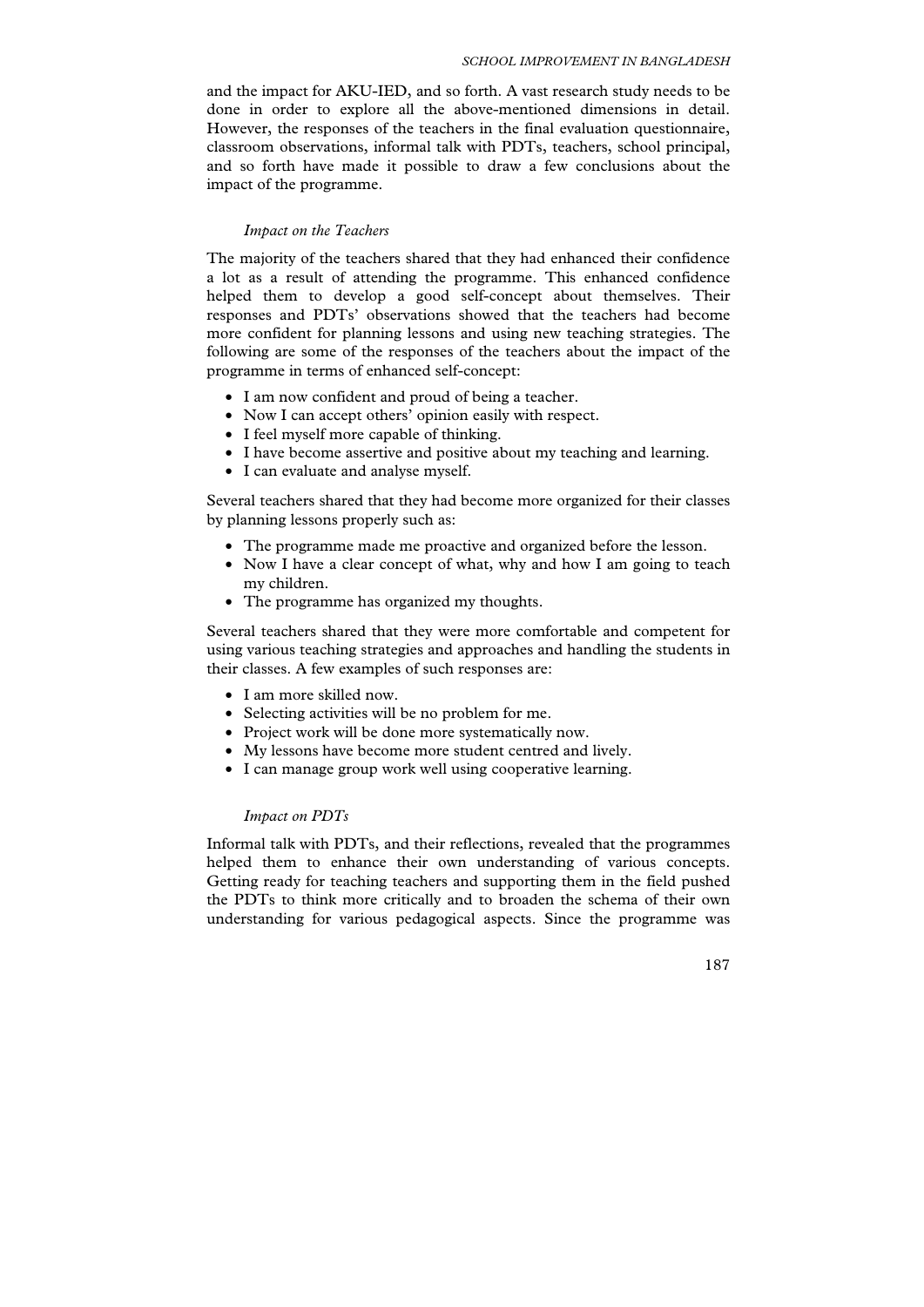and the impact for AKU-IED, and so forth. A vast research study needs to be done in order to explore all the above-mentioned dimensions in detail. However, the responses of the teachers in the final evaluation questionnaire, classroom observations, informal talk with PDTs, teachers, school principal, and so forth have made it possible to draw a few conclusions about the impact of the programme.

### *Impact on the Teachers*

The majority of the teachers shared that they had enhanced their confidence a lot as a result of attending the programme. This enhanced confidence helped them to develop a good self-concept about themselves. Their responses and PDTs' observations showed that the teachers had become more confident for planning lessons and using new teaching strategies. The following are some of the responses of the teachers about the impact of the programme in terms of enhanced self-concept:

- I am now confident and proud of being a teacher.
- Now I can accept others' opinion easily with respect.
- I feel myself more capable of thinking.
- I have become assertive and positive about my teaching and learning.
- I can evaluate and analyse myself.

Several teachers shared that they had become more organized for their classes by planning lessons properly such as:

- The programme made me proactive and organized before the lesson.
- Now I have a clear concept of what, why and how I am going to teach my children.
- The programme has organized my thoughts.

Several teachers shared that they were more comfortable and competent for using various teaching strategies and approaches and handling the students in their classes. A few examples of such responses are:

- I am more skilled now.
- Selecting activities will be no problem for me.
- Project work will be done more systematically now.
- My lessons have become more student centred and lively.
- I can manage group work well using cooperative learning.

### *Impact on PDTs*

Informal talk with PDTs, and their reflections, revealed that the programmes helped them to enhance their own understanding of various concepts. Getting ready for teaching teachers and supporting them in the field pushed the PDTs to think more critically and to broaden the schema of their own understanding for various pedagogical aspects. Since the programme was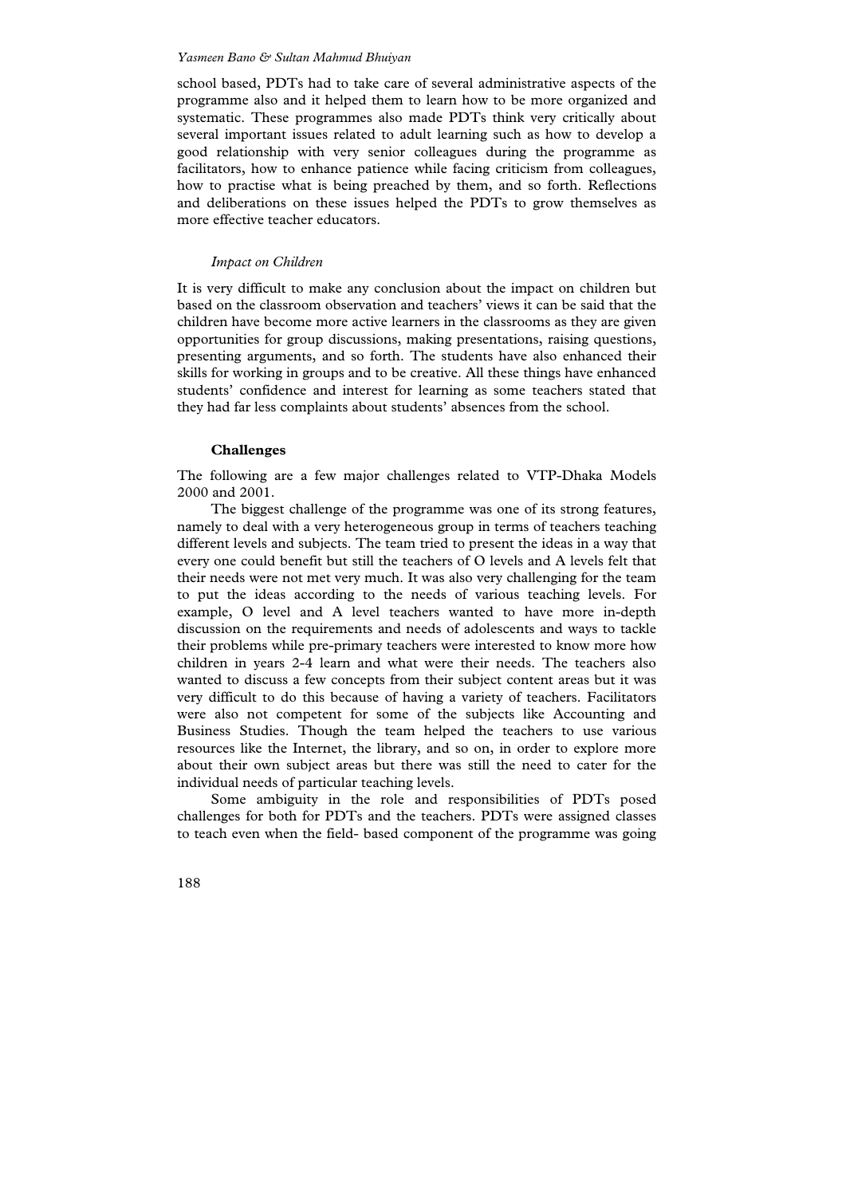school based, PDTs had to take care of several administrative aspects of the programme also and it helped them to learn how to be more organized and systematic. These programmes also made PDTs think very critically about several important issues related to adult learning such as how to develop a good relationship with very senior colleagues during the programme as facilitators, how to enhance patience while facing criticism from colleagues, how to practise what is being preached by them, and so forth. Reflections and deliberations on these issues helped the PDTs to grow themselves as more effective teacher educators.

#### *Impact on Children*

It is very difficult to make any conclusion about the impact on children but based on the classroom observation and teachers' views it can be said that the children have become more active learners in the classrooms as they are given opportunities for group discussions, making presentations, raising questions, presenting arguments, and so forth. The students have also enhanced their skills for working in groups and to be creative. All these things have enhanced students' confidence and interest for learning as some teachers stated that they had far less complaints about students' absences from the school.

### **Challenges**

The following are a few major challenges related to VTP-Dhaka Models 2000 and 2001.

The biggest challenge of the programme was one of its strong features, namely to deal with a very heterogeneous group in terms of teachers teaching different levels and subjects. The team tried to present the ideas in a way that every one could benefit but still the teachers of O levels and A levels felt that their needs were not met very much. It was also very challenging for the team to put the ideas according to the needs of various teaching levels. For example, O level and A level teachers wanted to have more in-depth discussion on the requirements and needs of adolescents and ways to tackle their problems while pre-primary teachers were interested to know more how children in years 2-4 learn and what were their needs. The teachers also wanted to discuss a few concepts from their subject content areas but it was very difficult to do this because of having a variety of teachers. Facilitators were also not competent for some of the subjects like Accounting and Business Studies. Though the team helped the teachers to use various resources like the Internet, the library, and so on, in order to explore more about their own subject areas but there was still the need to cater for the individual needs of particular teaching levels.

Some ambiguity in the role and responsibilities of PDTs posed challenges for both for PDTs and the teachers. PDTs were assigned classes to teach even when the field- based component of the programme was going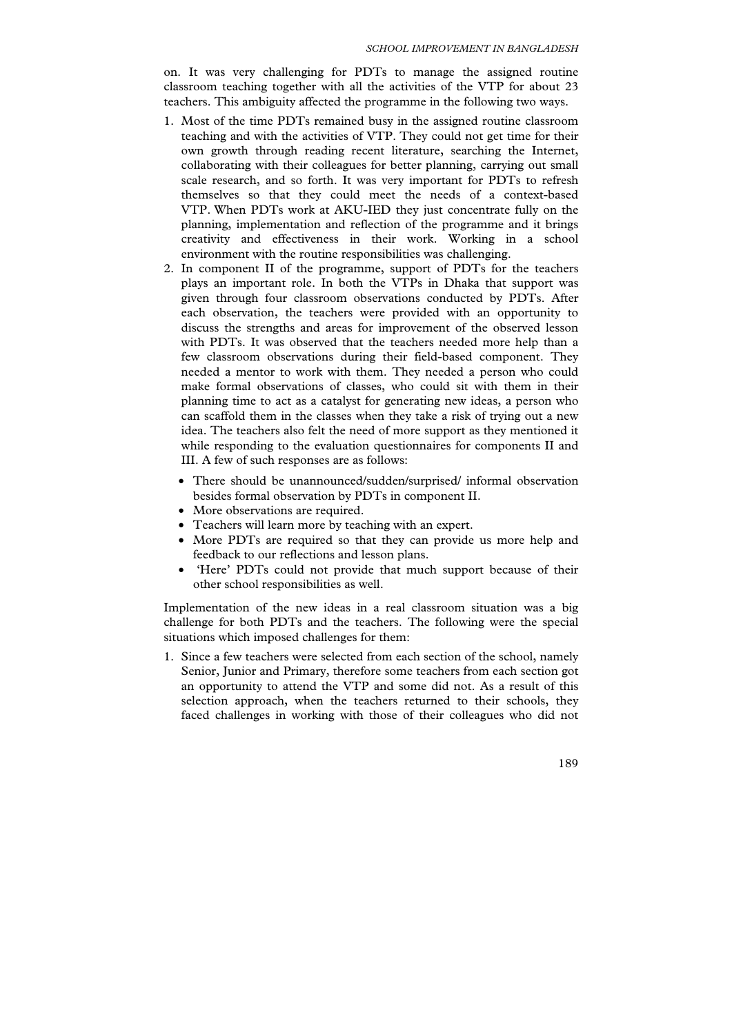on. It was very challenging for PDTs to manage the assigned routine classroom teaching together with all the activities of the VTP for about 23 teachers. This ambiguity affected the programme in the following two ways.

1. Most of the time PDTs remained busy in the assigned routine classroom teaching and with the activities of VTP. They could not get time for their own growth through reading recent literature, searching the Internet, collaborating with their colleagues for better planning, carrying out small scale research, and so forth. It was very important for PDTs to refresh themselves so that they could meet the needs of a context-based VTP. When PDTs work at AKU-IED they just concentrate fully on the planning, implementation and reflection of the programme and it brings creativity and effectiveness in their work. Working in a school environment with the routine responsibilities was challenging.
2. In component II of the programme, support of PDTs for the teachers plays an important role. In both the VTPs in Dhaka that support was given through four classroom observations conducted by PDTs. After each observation, the teachers were provided with an opportunity to discuss the strengths and areas for improvement of the observed lesson with PDTs. It was observed that the teachers needed more help than a few classroom observations during their field-based component. They needed a mentor to work with them. They needed a person who could make formal observations of classes, who could sit with them in their planning time to act as a catalyst for generating new ideas, a person who can scaffold them in the classes when they take a risk of trying out a new idea. The teachers also felt the need of more support as they mentioned it while responding to the evaluation questionnaires for components II and III. A few of such responses are as follows:
   - There should be unannounced/sudden/surprised/ informal observation besides formal observation by PDTs in component II.
   - More observations are required.
   - Teachers will learn more by teaching with an expert.
   - More PDTs are required so that they can provide us more help and feedback to our reflections and lesson plans.
   - 'Here' PDTs could not provide that much support because of their other school responsibilities as well.

Implementation of the new ideas in a real classroom situation was a big challenge for both PDTs and the teachers. The following were the special situations which imposed challenges for them:

1. Since a few teachers were selected from each section of the school, namely Senior, Junior and Primary, therefore some teachers from each section got an opportunity to attend the VTP and some did not. As a result of this selection approach, when the teachers returned to their schools, they faced challenges in working with those of their colleagues who did not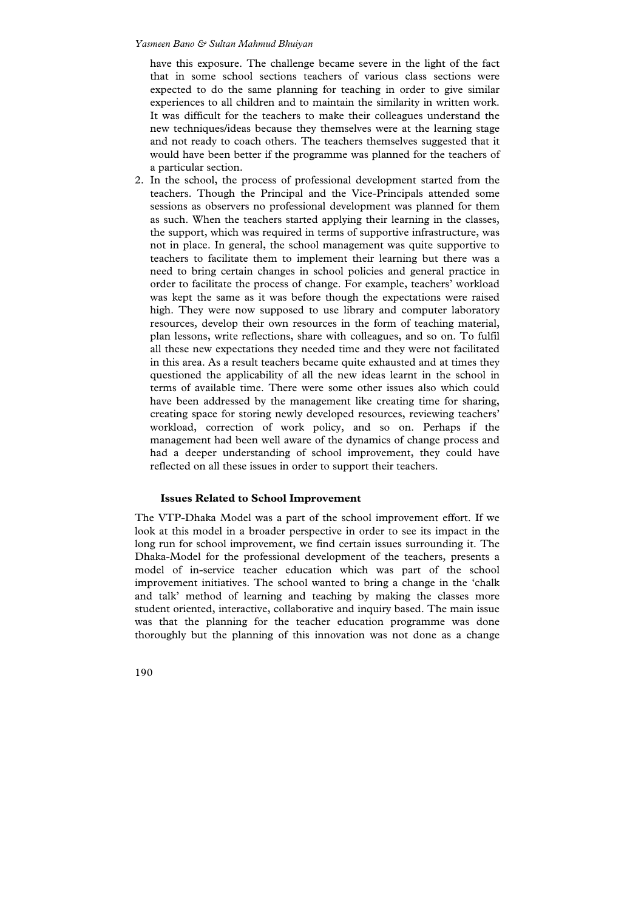have this exposure. The challenge became severe in the light of the fact that in some school sections teachers of various class sections were expected to do the same planning for teaching in order to give similar experiences to all children and to maintain the similarity in written work. It was difficult for the teachers to make their colleagues understand the new techniques/ideas because they themselves were at the learning stage and not ready to coach others. The teachers themselves suggested that it would have been better if the programme was planned for the teachers of a particular section.

2. In the school, the process of professional development started from the teachers. Though the Principal and the Vice-Principals attended some sessions as observers no professional development was planned for them as such. When the teachers started applying their learning in the classes, the support, which was required in terms of supportive infrastructure, was not in place. In general, the school management was quite supportive to teachers to facilitate them to implement their learning but there was a need to bring certain changes in school policies and general practice in order to facilitate the process of change. For example, teachers' workload was kept the same as it was before though the expectations were raised high. They were now supposed to use library and computer laboratory resources, develop their own resources in the form of teaching material, plan lessons, write reflections, share with colleagues, and so on. To fulfil all these new expectations they needed time and they were not facilitated in this area. As a result teachers became quite exhausted and at times they questioned the applicability of all the new ideas learnt in the school in terms of available time. There were some other issues also which could have been addressed by the management like creating time for sharing, creating space for storing newly developed resources, reviewing teachers' workload, correction of work policy, and so on. Perhaps if the management had been well aware of the dynamics of change process and had a deeper understanding of school improvement, they could have reflected on all these issues in order to support their teachers.

### Issues Related to School Improvement

The VTP-Dhaka Model was a part of the school improvement effort. If we look at this model in a broader perspective in order to see its impact in the long run for school improvement, we find certain issues surrounding it. The Dhaka-Model for the professional development of the teachers, presents a model of in-service teacher education which was part of the school improvement initiatives. The school wanted to bring a change in the 'chalk and talk' method of learning and teaching by making the classes more student oriented, interactive, collaborative and inquiry based. The main issue was that the planning for the teacher education programme was done thoroughly but the planning of this innovation was not done as a change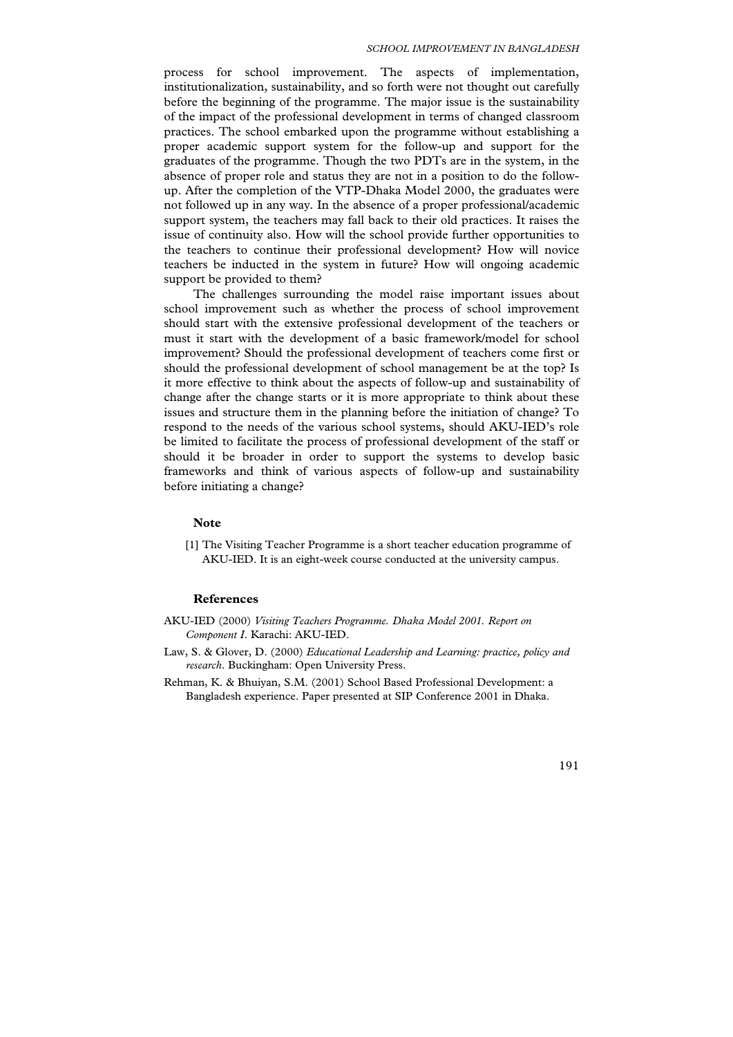process for school improvement. The aspects of implementation, institutionalization, sustainability, and so forth were not thought out carefully before the beginning of the programme. The major issue is the sustainability of the impact of the professional development in terms of changed classroom practices. The school embarked upon the programme without establishing a proper academic support system for the follow-up and support for the graduates of the programme. Though the two PDTs are in the system, in the absence of proper role and status they are not in a position to do the follow-up. After the completion of the VTP-Dhaka Model 2000, the graduates were not followed up in any way. In the absence of a proper professional/academic support system, the teachers may fall back to their old practices. It raises the issue of continuity also. How will the school provide further opportunities to the teachers to continue their professional development? How will novice teachers be inducted in the system in future? How will ongoing academic support be provided to them?

The challenges surrounding the model raise important issues about school improvement such as whether the process of school improvement should start with the extensive professional development of the teachers or must it start with the development of a basic framework/model for school improvement? Should the professional development of teachers come first or should the professional development of school management be at the top? Is it more effective to think about the aspects of follow-up and sustainability of change after the change starts or it is more appropriate to think about these issues and structure them in the planning before the initiation of change? To respond to the needs of the various school systems, should AKU-IED's role be limited to facilitate the process of professional development of the staff or should it be broader in order to support the systems to develop basic frameworks and think of various aspects of follow-up and sustainability before initiating a change?

### Note

[1] The Visiting Teacher Programme is a short teacher education programme of AKU-IED. It is an eight-week course conducted at the university campus.

### References

AKU-IED (2000) *Visiting Teachers Programme. Dhaka Model 2001. Report on Component I.* Karachi: AKU-IED.

Law, S. & Glover, D. (2000) *Educational Leadership and Learning: practice, policy and research.* Buckingham: Open University Press.

Rehman, K. & Bhuiyan, S.M. (2001) School Based Professional Development: a Bangladesh experience. Paper presented at SIP Conference 2001 in Dhaka.